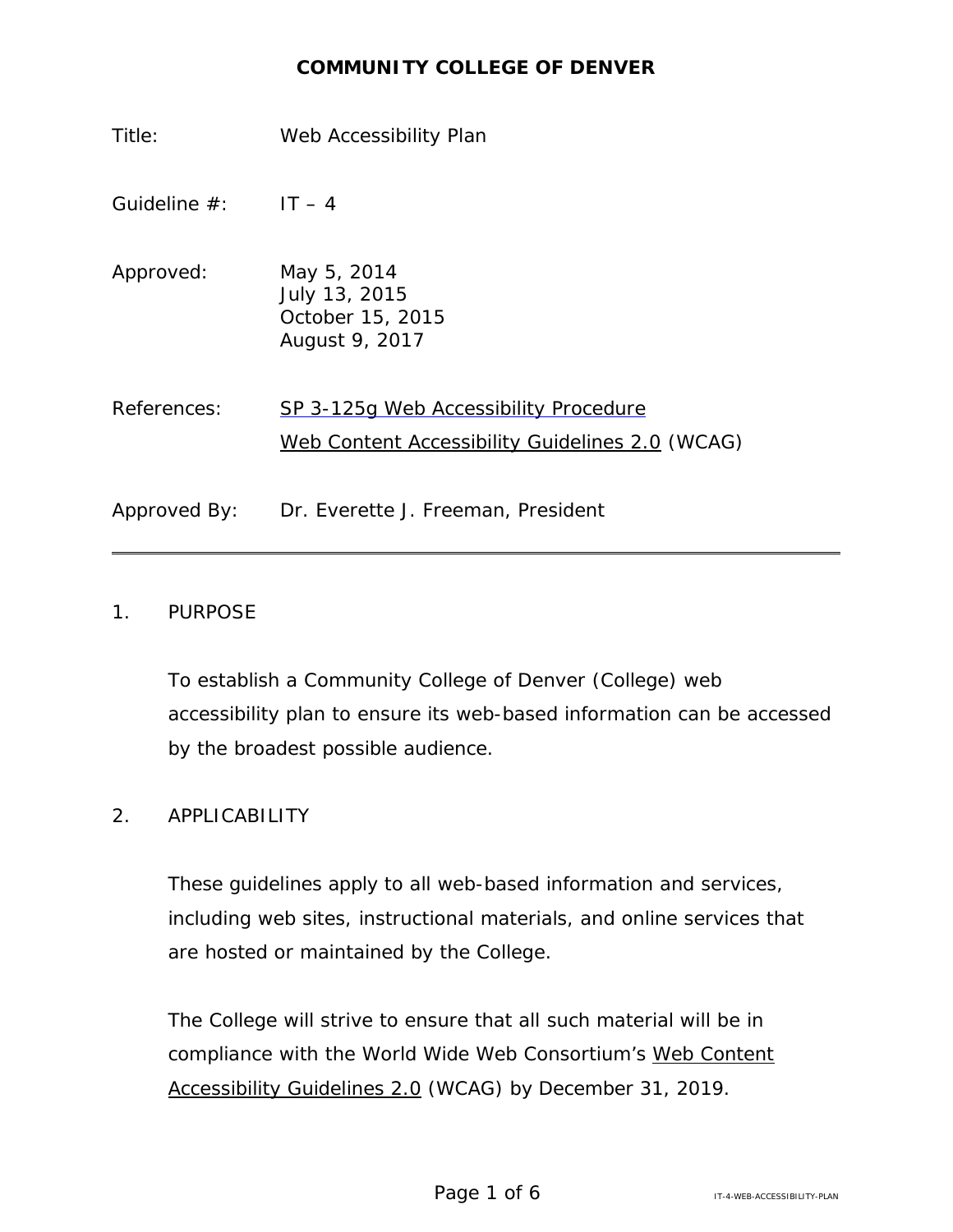# COMMUNITY COLLEGE OF DENVER

| | |
|---|---|
| Title: | Web Accessibility Plan |
| Guideline #: | IT – 4 |
| Approved: | May 5, 2014<br>July 13, 2015<br>October 15, 2015<br>August 9, 2017 |
| References: | SP 3-125g Web Accessibility Procedure<br>Web Content Accessibility Guidelines 2.0 (WCAG) |
| Approved By: | Dr. Everette J. Freeman, President |

---

## 1. PURPOSE

To establish a Community College of Denver (College) web accessibility plan to ensure its web-based information can be accessed by the broadest possible audience.

## 2. APPLICABILITY

These guidelines apply to all web-based information and services, including web sites, instructional materials, and online services that are hosted or maintained by the College.

The College will strive to ensure that all such material will be in compliance with the World Wide Web Consortium's Web Content Accessibility Guidelines 2.0 (WCAG) by December 31, 2019.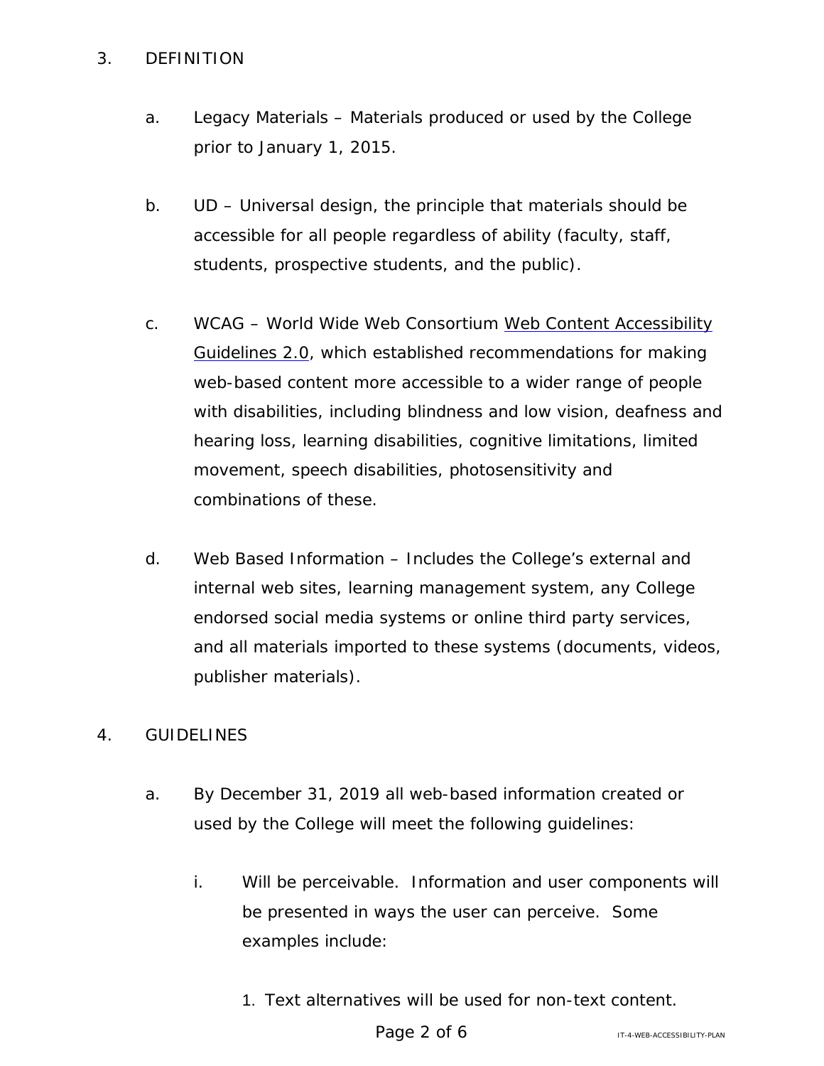## 3. DEFINITION

a. Legacy Materials – Materials produced or used by the College prior to January 1, 2015.

b. UD – Universal design, the principle that materials should be accessible for all people regardless of ability (faculty, staff, students, prospective students, and the public).

c. WCAG – World Wide Web Consortium Web Content Accessibility Guidelines 2.0, which established recommendations for making web-based content more accessible to a wider range of people with disabilities, including blindness and low vision, deafness and hearing loss, learning disabilities, cognitive limitations, limited movement, speech disabilities, photosensitivity and combinations of these.

d. Web Based Information – Includes the College's external and internal web sites, learning management system, any College endorsed social media systems or online third party services, and all materials imported to these systems (documents, videos, publisher materials).

## 4. GUIDELINES

a. By December 31, 2019 all web-based information created or used by the College will meet the following guidelines:

   i. Will be perceivable. Information and user components will be presented in ways the user can perceive. Some examples include:

      1. Text alternatives will be used for non-text content.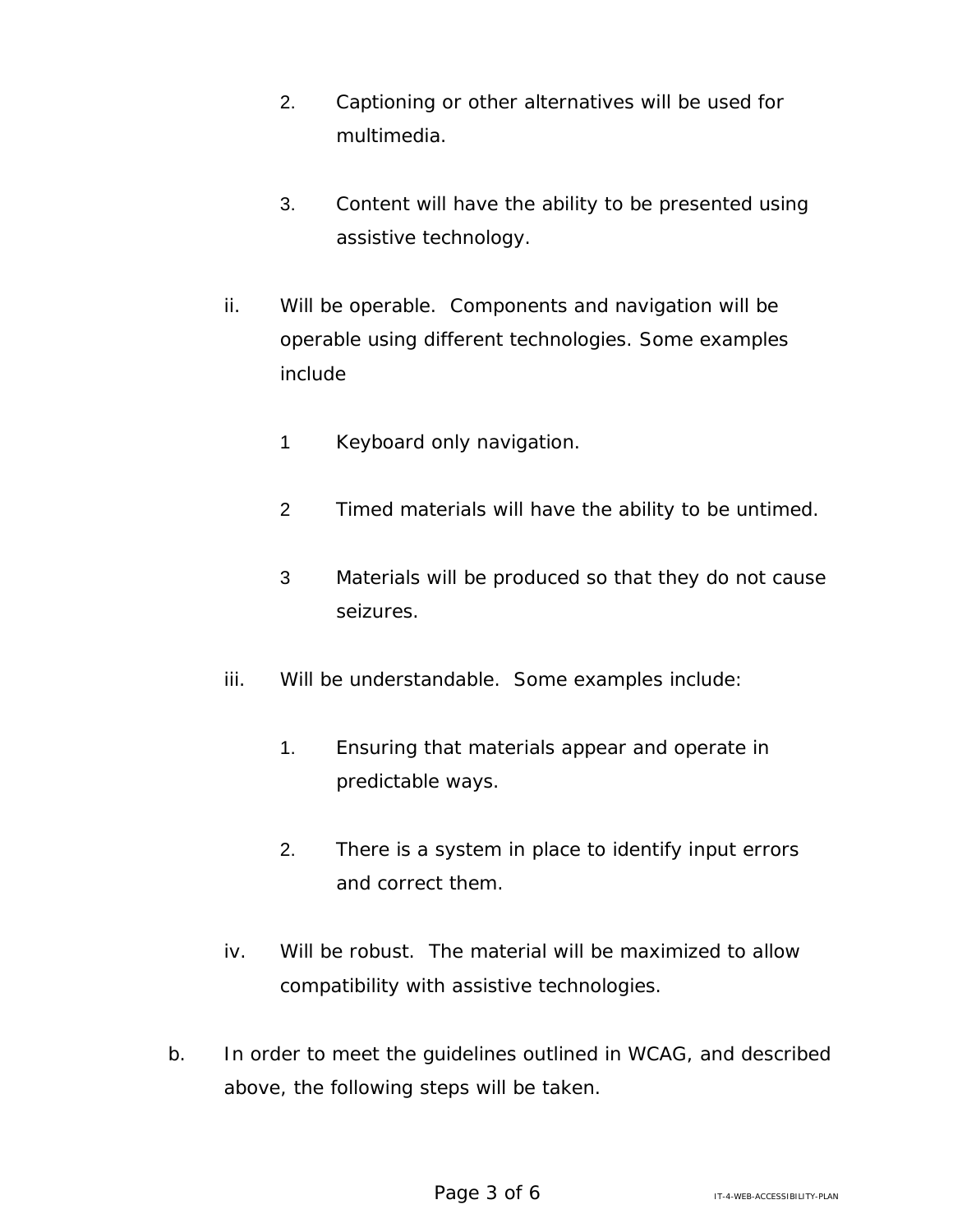2. Captioning or other alternatives will be used for multimedia.

3. Content will have the ability to be presented using assistive technology.

ii. Will be operable. Components and navigation will be operable using different technologies. Some examples include

1 Keyboard only navigation.

2 Timed materials will have the ability to be untimed.

3 Materials will be produced so that they do not cause seizures.

iii. Will be understandable. Some examples include:

1. Ensuring that materials appear and operate in predictable ways.

2. There is a system in place to identify input errors and correct them.

iv. Will be robust. The material will be maximized to allow compatibility with assistive technologies.

b. In order to meet the guidelines outlined in WCAG, and described above, the following steps will be taken.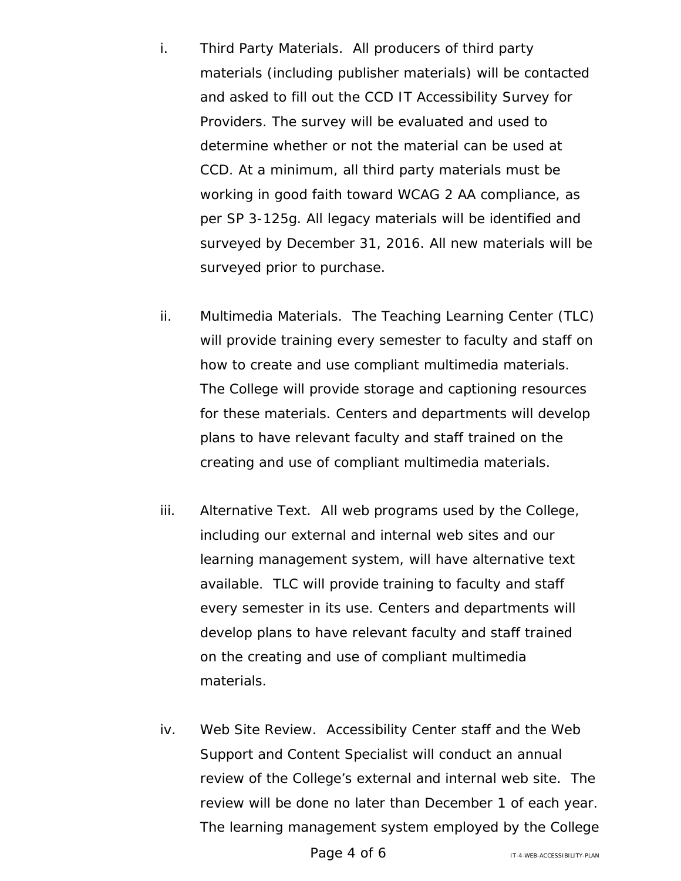i. Third Party Materials. All producers of third party materials (including publisher materials) will be contacted and asked to fill out the CCD IT Accessibility Survey for Providers. The survey will be evaluated and used to determine whether or not the material can be used at CCD. At a minimum, all third party materials must be working in good faith toward WCAG 2 AA compliance, as per SP 3-125g. All legacy materials will be identified and surveyed by December 31, 2016. All new materials will be surveyed prior to purchase.

ii. Multimedia Materials. The Teaching Learning Center (TLC) will provide training every semester to faculty and staff on how to create and use compliant multimedia materials. The College will provide storage and captioning resources for these materials. Centers and departments will develop plans to have relevant faculty and staff trained on the creating and use of compliant multimedia materials.

iii. Alternative Text. All web programs used by the College, including our external and internal web sites and our learning management system, will have alternative text available. TLC will provide training to faculty and staff every semester in its use. Centers and departments will develop plans to have relevant faculty and staff trained on the creating and use of compliant multimedia materials.

iv. Web Site Review. Accessibility Center staff and the Web Support and Content Specialist will conduct an annual review of the College's external and internal web site. The review will be done no later than December 1 of each year. The learning management system employed by the College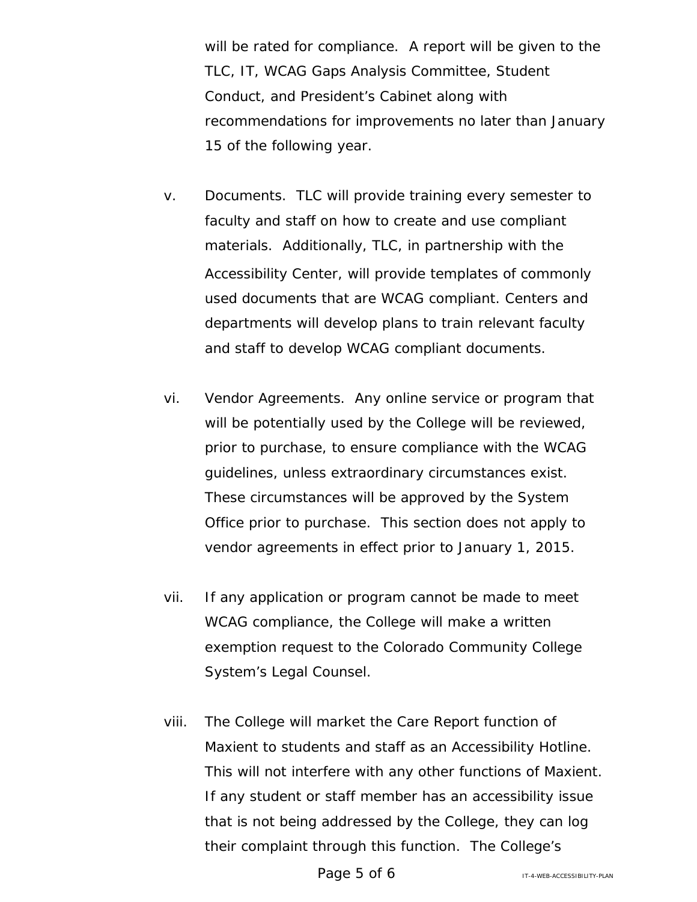will be rated for compliance. A report will be given to the TLC, IT, WCAG Gaps Analysis Committee, Student Conduct, and President's Cabinet along with recommendations for improvements no later than January 15 of the following year.

v. Documents. TLC will provide training every semester to faculty and staff on how to create and use compliant materials. Additionally, TLC, in partnership with the Accessibility Center, will provide templates of commonly used documents that are WCAG compliant. Centers and departments will develop plans to train relevant faculty and staff to develop WCAG compliant documents.

vi. Vendor Agreements. Any online service or program that will be potentially used by the College will be reviewed, prior to purchase, to ensure compliance with the WCAG guidelines, unless extraordinary circumstances exist. These circumstances will be approved by the System Office prior to purchase. This section does not apply to vendor agreements in effect prior to January 1, 2015.

vii. If any application or program cannot be made to meet WCAG compliance, the College will make a written exemption request to the Colorado Community College System's Legal Counsel.

viii. The College will market the Care Report function of Maxient to students and staff as an Accessibility Hotline. This will not interfere with any other functions of Maxient. If any student or staff member has an accessibility issue that is not being addressed by the College, they can log their complaint through this function. The College's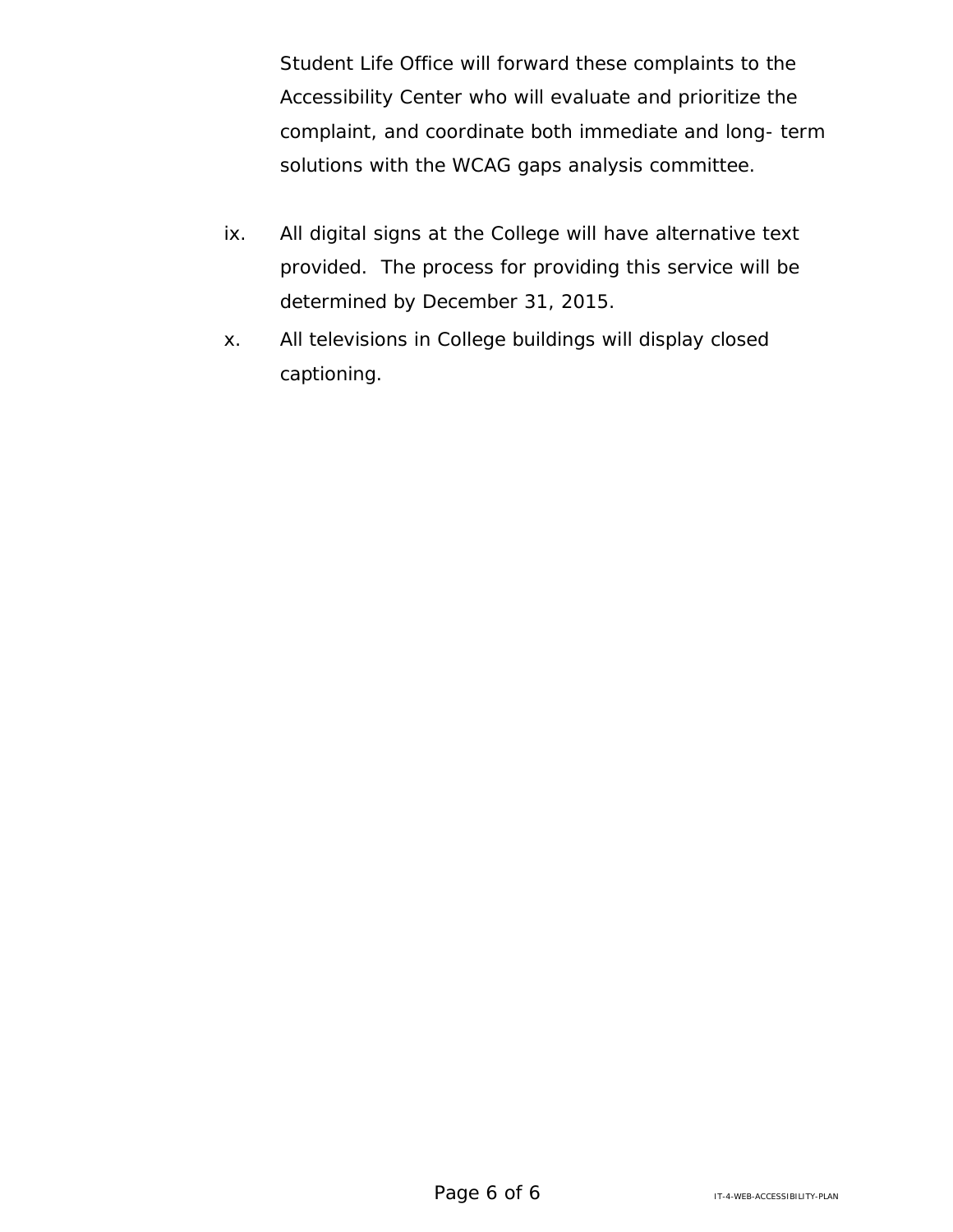Student Life Office will forward these complaints to the Accessibility Center who will evaluate and prioritize the complaint, and coordinate both immediate and long- term solutions with the WCAG gaps analysis committee.

ix. All digital signs at the College will have alternative text provided.  The process for providing this service will be determined by December 31, 2015.

x. All televisions in College buildings will display closed captioning.